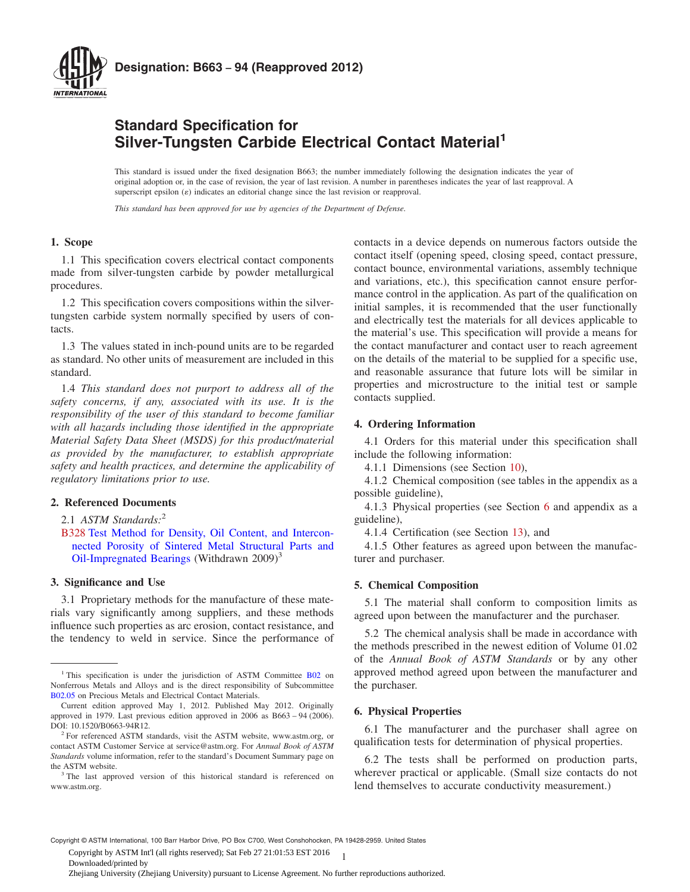**Designation: B663 − 94 (Reapproved 2012)**

# Standard Specification for Silver-Tungsten Carbide Electrical Contact Material[1]

This standard is issued under the fixed designation B663; the number immediately following the designation indicates the year of original adoption or, in the case of revision, the year of last revision. A number in parentheses indicates the year of last reapproval. A superscript epsilon (ε) indicates an editorial change since the last revision or reapproval.

*This standard has been approved for use by agencies of the Department of Defense.*

## 1. Scope

1.1 This specification covers electrical contact components made from silver-tungsten carbide by powder metallurgical procedures.

1.2 This specification covers compositions within the silver-tungsten carbide system normally specified by users of contacts.

1.3 The values stated in inch-pound units are to be regarded as standard. No other units of measurement are included in this standard.

1.4 *This standard does not purport to address all of the safety concerns, if any, associated with its use. It is the responsibility of the user of this standard to become familiar with all hazards including those identified in the appropriate Material Safety Data Sheet (MSDS) for this product/material as provided by the manufacturer, to establish appropriate safety and health practices, and determine the applicability of regulatory limitations prior to use.*

## 2. Referenced Documents

2.1 *ASTM Standards:*[2]

B328 Test Method for Density, Oil Content, and Interconnected Porosity of Sintered Metal Structural Parts and Oil-Impregnated Bearings (Withdrawn 2009)[3]

## 3. Significance and Use

3.1 Proprietary methods for the manufacture of these materials vary significantly among suppliers, and these methods influence such properties as arc erosion, contact resistance, and the tendency to weld in service. Since the performance of contacts in a device depends on numerous factors outside the contact itself (opening speed, closing speed, contact pressure, contact bounce, environmental variations, assembly technique and variations, etc.), this specification cannot ensure performance control in the application. As part of the qualification on initial samples, it is recommended that the user functionally and electrically test the materials for all devices applicable to the material's use. This specification will provide a means for the contact manufacturer and contact user to reach agreement on the details of the material to be supplied for a specific use, and reasonable assurance that future lots will be similar in properties and microstructure to the initial test or sample contacts supplied.

## 4. Ordering Information

4.1 Orders for this material under this specification shall include the following information:

4.1.1 Dimensions (see Section 10),

4.1.2 Chemical composition (see tables in the appendix as a possible guideline),

4.1.3 Physical properties (see Section 6 and appendix as a guideline),

4.1.4 Certification (see Section 13), and

4.1.5 Other features as agreed upon between the manufacturer and purchaser.

## 5. Chemical Composition

5.1 The material shall conform to composition limits as agreed upon between the manufacturer and the purchaser.

5.2 The chemical analysis shall be made in accordance with the methods prescribed in the newest edition of Volume 01.02 of the *Annual Book of ASTM Standards* or by any other approved method agreed upon between the manufacturer and the purchaser.

## 6. Physical Properties

6.1 The manufacturer and the purchaser shall agree on qualification tests for determination of physical properties.

6.2 The tests shall be performed on production parts, wherever practical or applicable. (Small size contacts do not lend themselves to accurate conductivity measurement.)

---

[1] This specification is under the jurisdiction of ASTM Committee B02 on Nonferrous Metals and Alloys and is the direct responsibility of Subcommittee B02.05 on Precious Metals and Electrical Contact Materials.

Current edition approved May 1, 2012. Published May 2012. Originally approved in 1979. Last previous edition approved in 2006 as B663 – 94 (2006). DOI: 10.1520/B0663-94R12.

[2] For referenced ASTM standards, visit the ASTM website, www.astm.org, or contact ASTM Customer Service at service@astm.org. For *Annual Book of ASTM Standards* volume information, refer to the standard's Document Summary page on the ASTM website.

[3] The last approved version of this historical standard is referenced on www.astm.org.

Copyright © ASTM International, 100 Barr Harbor Drive, PO Box C700, West Conshohocken, PA 19428-2959. United States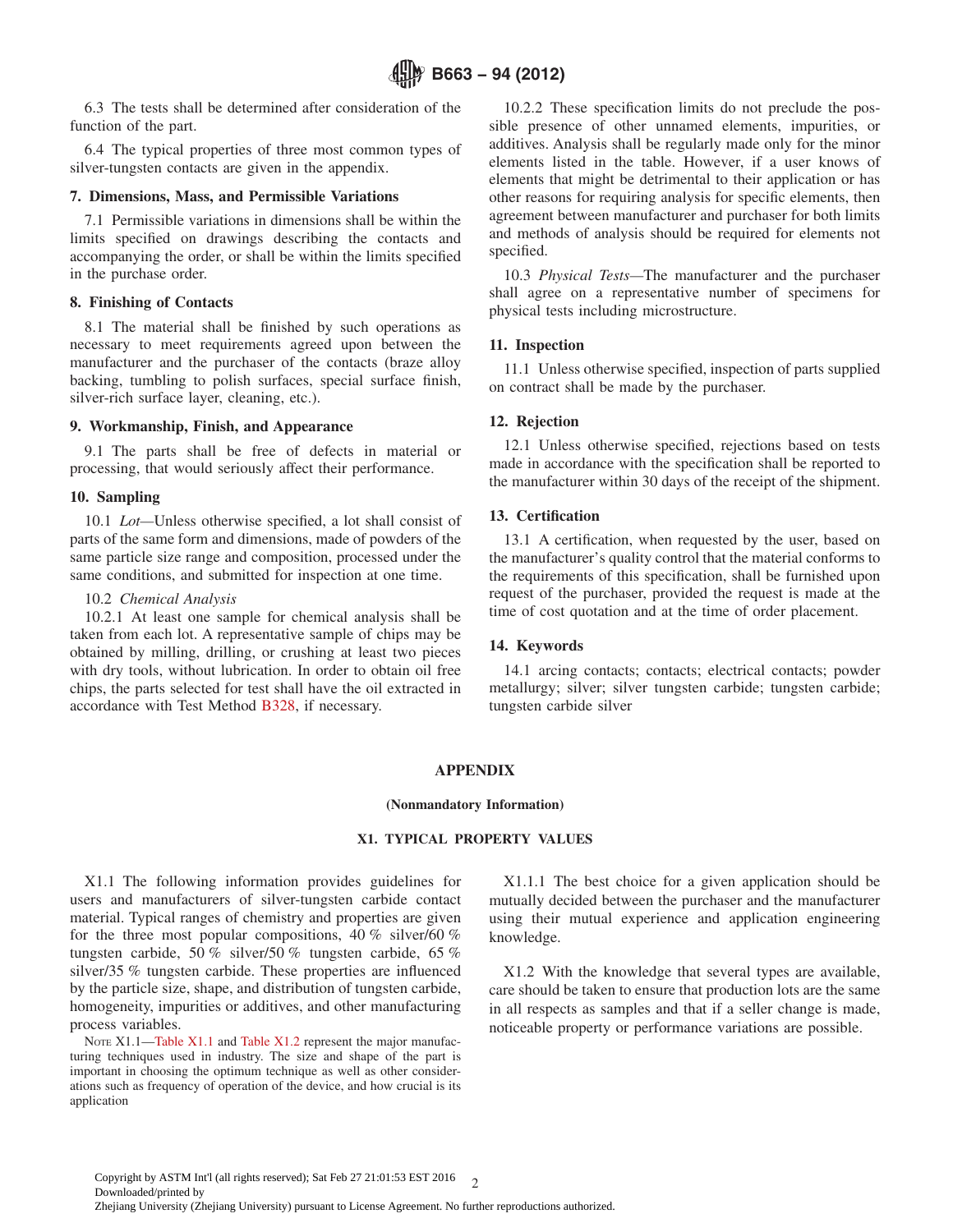6.3 The tests shall be determined after consideration of the function of the part.

6.4 The typical properties of three most common types of silver-tungsten contacts are given in the appendix.

## 7. Dimensions, Mass, and Permissible Variations

7.1 Permissible variations in dimensions shall be within the limits specified on drawings describing the contacts and accompanying the order, or shall be within the limits specified in the purchase order.

## 8. Finishing of Contacts

8.1 The material shall be finished by such operations as necessary to meet requirements agreed upon between the manufacturer and the purchaser of the contacts (braze alloy backing, tumbling to polish surfaces, special surface finish, silver-rich surface layer, cleaning, etc.).

## 9. Workmanship, Finish, and Appearance

9.1 The parts shall be free of defects in material or processing, that would seriously affect their performance.

## 10. Sampling

10.1 *Lot*—Unless otherwise specified, a lot shall consist of parts of the same form and dimensions, made of powders of the same particle size range and composition, processed under the same conditions, and submitted for inspection at one time.

10.2 *Chemical Analysis*

10.2.1 At least one sample for chemical analysis shall be taken from each lot. A representative sample of chips may be obtained by milling, drilling, or crushing at least two pieces with dry tools, without lubrication. In order to obtain oil free chips, the parts selected for test shall have the oil extracted in accordance with Test Method B328, if necessary.

10.2.2 These specification limits do not preclude the possible presence of other unnamed elements, impurities, or additives. Analysis shall be regularly made only for the minor elements listed in the table. However, if a user knows of elements that might be detrimental to their application or has other reasons for requiring analysis for specific elements, then agreement between manufacturer and purchaser for both limits and methods of analysis should be required for elements not specified.

10.3 *Physical Tests*—The manufacturer and the purchaser shall agree on a representative number of specimens for physical tests including microstructure.

## 11. Inspection

11.1 Unless otherwise specified, inspection of parts supplied on contract shall be made by the purchaser.

## 12. Rejection

12.1 Unless otherwise specified, rejections based on tests made in accordance with the specification shall be reported to the manufacturer within 30 days of the receipt of the shipment.

## 13. Certification

13.1 A certification, when requested by the user, based on the manufacturer's quality control that the material conforms to the requirements of this specification, shall be furnished upon request of the purchaser, provided the request is made at the time of cost quotation and at the time of order placement.

## 14. Keywords

14.1 arcing contacts; contacts; electrical contacts; powder metallurgy; silver; silver tungsten carbide; tungsten carbide; tungsten carbide silver

# APPENDIX

**(Nonmandatory Information)**

## X1. TYPICAL PROPERTY VALUES

X1.1 The following information provides guidelines for users and manufacturers of silver-tungsten carbide contact material. Typical ranges of chemistry and properties are given for the three most popular compositions, 40 % silver/60 % tungsten carbide, 50 % silver/50 % tungsten carbide, 65 % silver/35 % tungsten carbide. These properties are influenced by the particle size, shape, and distribution of tungsten carbide, homogeneity, impurities or additives, and other manufacturing process variables.

NOTE X1.1—Table X1.1 and Table X1.2 represent the major manufacturing techniques used in industry. The size and shape of the part is important in choosing the optimum technique as well as other considerations such as frequency of operation of the device, and how crucial is its application

X1.1.1 The best choice for a given application should be mutually decided between the purchaser and the manufacturer using their mutual experience and application engineering knowledge.

X1.2 With the knowledge that several types are available, care should be taken to ensure that production lots are the same in all respects as samples and that if a seller change is made, noticeable property or performance variations are possible.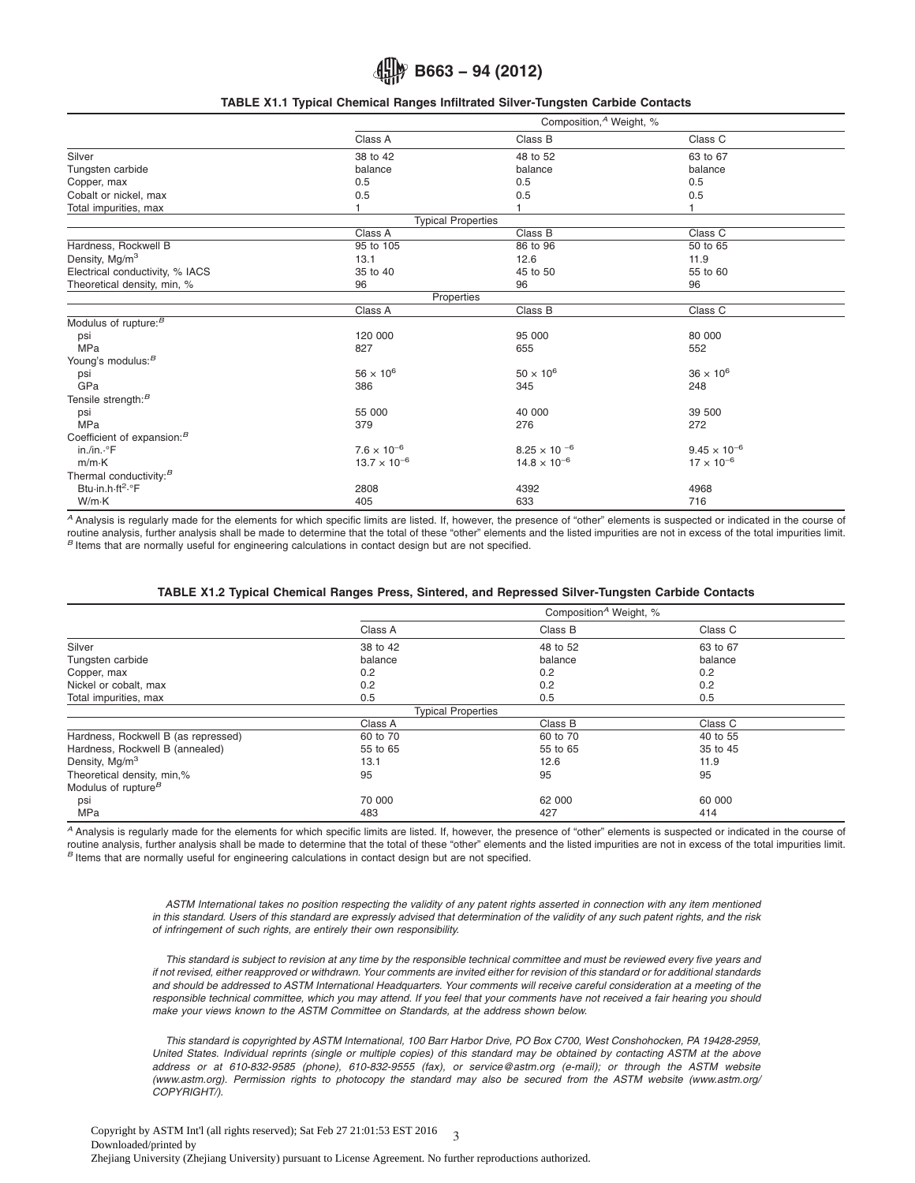**TABLE X1.1 Typical Chemical Ranges Infiltrated Silver-Tungsten Carbide Contacts**

| | Composition,[A] Weight, % | | |
|---|---|---|---|
| | Class A | Class B | Class C |
| Silver | 38 to 42 | 48 to 52 | 63 to 67 |
| Tungsten carbide | balance | balance | balance |
| Copper, max | 0.5 | 0.5 | 0.5 |
| Cobalt or nickel, max | 0.5 | 0.5 | 0.5 |
| Total impurities, max | 1 | 1 | 1 |
| | Typical Properties | | |
| | Class A | Class B | Class C |
| Hardness, Rockwell B | 95 to 105 | 86 to 96 | 50 to 65 |
| Density, $Mg/m^3$ | 13.1 | 12.6 | 11.9 |
| Electrical conductivity, % IACS | 35 to 40 | 45 to 50 | 55 to 60 |
| Theoretical density, min, % | 96 | 96 | 96 |
| | Properties | | |
| | Class A | Class B | Class C |
| Modulus of rupture:[B] | | | |
| psi | 120 000 | 95 000 | 80 000 |
| MPa | 827 | 655 | 552 |
| Young's modulus:[B] | | | |
| psi | $56 \times 10^6$ | $50 \times 10^6$ | $36 \times 10^6$ |
| GPa | 386 | 345 | 248 |
| Tensile strength:[B] | | | |
| psi | 55 000 | 40 000 | 39 500 |
| MPa | 379 | 276 | 272 |
| Coefficient of expansion:[B] | | | |
| in./in.·°F | $7.6 \times 10^{-6}$ | $8.25 \times 10^{-6}$ | $9.45 \times 10^{-6}$ |
| m/m·K | $13.7 \times 10^{-6}$ | $14.8 \times 10^{-6}$ | $17 \times 10^{-6}$ |
| Thermal conductivity:[B] | | | |
| Btu·in.h·ft²·°F | 2808 | 4392 | 4968 |
| W/m·K | 405 | 633 | 716 |

[A] Analysis is regularly made for the elements for which specific limits are listed. If, however, the presence of "other" elements is suspected or indicated in the course of routine analysis, further analysis shall be made to determine that the total of these "other" elements and the listed impurities are not in excess of the total impurities limit.
[B] Items that are normally useful for engineering calculations in contact design but are not specified.

**TABLE X1.2 Typical Chemical Ranges Press, Sintered, and Repressed Silver-Tungsten Carbide Contacts**

| | Composition[A] Weight, % | | |
|---|---|---|---|
| | Class A | Class B | Class C |
| Silver | 38 to 42 | 48 to 52 | 63 to 67 |
| Tungsten carbide | balance | balance | balance |
| Copper, max | 0.2 | 0.2 | 0.2 |
| Nickel or cobalt, max | 0.2 | 0.2 | 0.2 |
| Total impurities, max | 0.5 | 0.5 | 0.5 |
| | Typical Properties | | |
| | Class A | Class B | Class C |
| Hardness, Rockwell B (as repressed) | 60 to 70 | 60 to 70 | 40 to 55 |
| Hardness, Rockwell B (annealed) | 55 to 65 | 55 to 65 | 35 to 45 |
| Density, $Mg/m^3$ | 13.1 | 12.6 | 11.9 |
| Theoretical density, min,% | 95 | 95 | 95 |
| Modulus of rupture[B] | | | |
| psi | 70 000 | 62 000 | 60 000 |
| MPa | 483 | 427 | 414 |

[A] Analysis is regularly made for the elements for which specific limits are listed. If, however, the presence of "other" elements is suspected or indicated in the course of routine analysis, further analysis shall be made to determine that the total of these "other" elements and the listed impurities are not in excess of the total impurities limit.
[B] Items that are normally useful for engineering calculations in contact design but are not specified.

*ASTM International takes no position respecting the validity of any patent rights asserted in connection with any item mentioned in this standard. Users of this standard are expressly advised that determination of the validity of any such patent rights, and the risk of infringement of such rights, are entirely their own responsibility.*

*This standard is subject to revision at any time by the responsible technical committee and must be reviewed every five years and if not revised, either reapproved or withdrawn. Your comments are invited either for revision of this standard or for additional standards and should be addressed to ASTM International Headquarters. Your comments will receive careful consideration at a meeting of the responsible technical committee, which you may attend. If you feel that your comments have not received a fair hearing you should make your views known to the ASTM Committee on Standards, at the address shown below.*

*This standard is copyrighted by ASTM International, 100 Barr Harbor Drive, PO Box C700, West Conshohocken, PA 19428-2959, United States. Individual reprints (single or multiple copies) of this standard may be obtained by contacting ASTM at the above address or at 610-832-9585 (phone), 610-832-9555 (fax), or service@astm.org (e-mail); or through the ASTM website (www.astm.org). Permission rights to photocopy the standard may also be secured from the ASTM website (www.astm.org/COPYRIGHT/).*